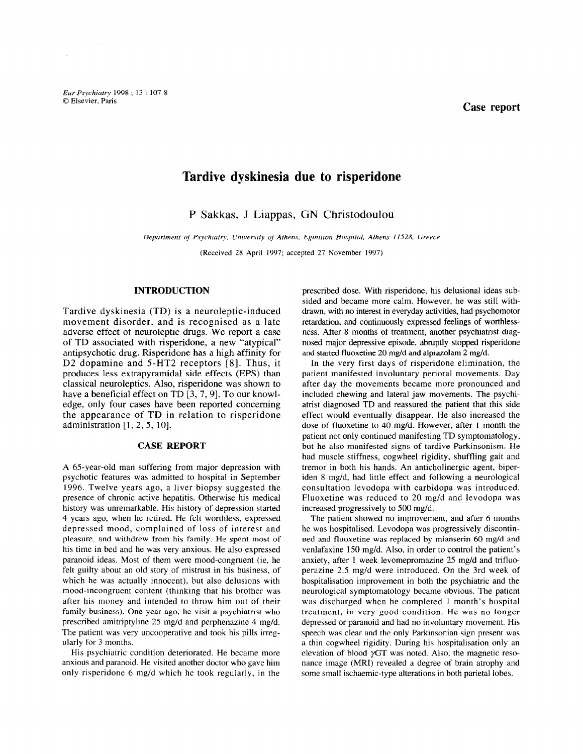Case report

# Tardive dyskinesia due to risperidone

P Sakkas, J Liappas, GN Christodoulou

*Department of Psychiatry, University of Athens, Eginition Hospital, Athens 11528, Greece*

(Received 28 April 1997; accepted 27 November 1997)

## INTRODUCTION

Tardive dyskinesia (TD) is a neuroleptic-induced movement disorder, and is recognised as a late adverse effect of neuroleptic drugs. We report a case of TD associated with risperidone, a new "atypical" antipsychotic drug. Risperidone has a high affinity for D2 dopamine and 5-HT2 receptors [8]. Thus, it produces less extrapyramidal side effects (EPS) than classical neuroleptics. Also, risperidone was shown to have a beneficial effect on TD [3, 7, 9]. To our knowledge, only four cases have been reported concerning the appearance of TD in relation to risperidone administration [1, 2, 5, 10].

## CASE REPORT

A 65-year-old man suffering from major depression with psychotic features was admitted to hospital in September 1996. Twelve years ago, a liver biopsy suggested the presence of chronic active hepatitis. Otherwise his medical history was unremarkable. His history of depression started 4 years ago, when he retired. He felt worthless, expressed depressed mood, complained of loss of interest and pleasure, and withdrew from his family. He spent most of his time in bed and he was very anxious. He also expressed paranoid ideas. Most of them were mood-congruent (ie, he felt guilty about an old story of mistrust in his business, of which he was actually innocent), but also delusions with mood-incongruent content (thinking that his brother was after his money and intended to throw him out of their family business). One year ago, he visit a psychiatrist who prescribed amitriptyline 25 mg/d and perphenazine 4 mg/d. The patient was very uncooperative and took his pills irregularly for 3 months.

His psychiatric condition deteriorated. He became more anxious and paranoid. He visited another doctor who gave him only risperidone 6 mg/d which he took regularly, in the prescribed dose. With risperidone, his delusional ideas subsided and became more calm. However, he was still withdrawn, with no interest in everyday activities, had psychomotor retardation, and continuously expressed feelings of worthlessness. After 8 months of treatment, another psychiatrist diagnosed major depressive episode, abruptly stopped risperidone and started fluoxetine 20 mg/d and alprazolam 2 mg/d.

In the very first days of risperidone elimination, the patient manifested involuntary perioral movements. Day after day the movements became more pronounced and included chewing and lateral jaw movements. The psychiatrist diagnosed TD and reassured the patient that this side effect would eventually disappear. He also increased the dose of fluoxetine to 40 mg/d. However, after 1 month the patient not only continued manifesting TD symptomatology, but he also manifested signs of tardive Parkinsonism. He had muscle stiffness, cogwheel rigidity, shuffling gait and tremor in both his hands. An anticholinergic agent, biperiden 8 mg/d, had little effect and following a neurological consultation levodopa with carbidopa was introduced. Fluoxetine was reduced to 20 mg/d and levodopa was increased progressively to 500 mg/d.

The patient showed no improvement, and after 6 months he was hospitalised. Levodopa was progressively discontinued and fluoxetine was replaced by mianserin 60 mg/d and venlafaxine 150 mg/d. Also, in order to control the patient's anxiety, after 1 week levomepromazine 25 mg/d and trifluoperazine 2.5 mg/d were introduced. On the 3rd week of hospitalisation improvement in both the psychiatric and the neurological symptomatology became obvious. The patient was discharged when he completed 1 month's hospital treatment, in very good condition. He was no longer depressed or paranoid and had no involuntary movement. His speech was clear and the only Parkinsonian sign present was a thin cogwheel rigidity. During his hospitalisation only an elevation of blood $\gamma$GT was noted. Also, the magnetic resonance image (MRI) revealed a degree of brain atrophy and some small ischaemic-type alterations in both parietal lobes.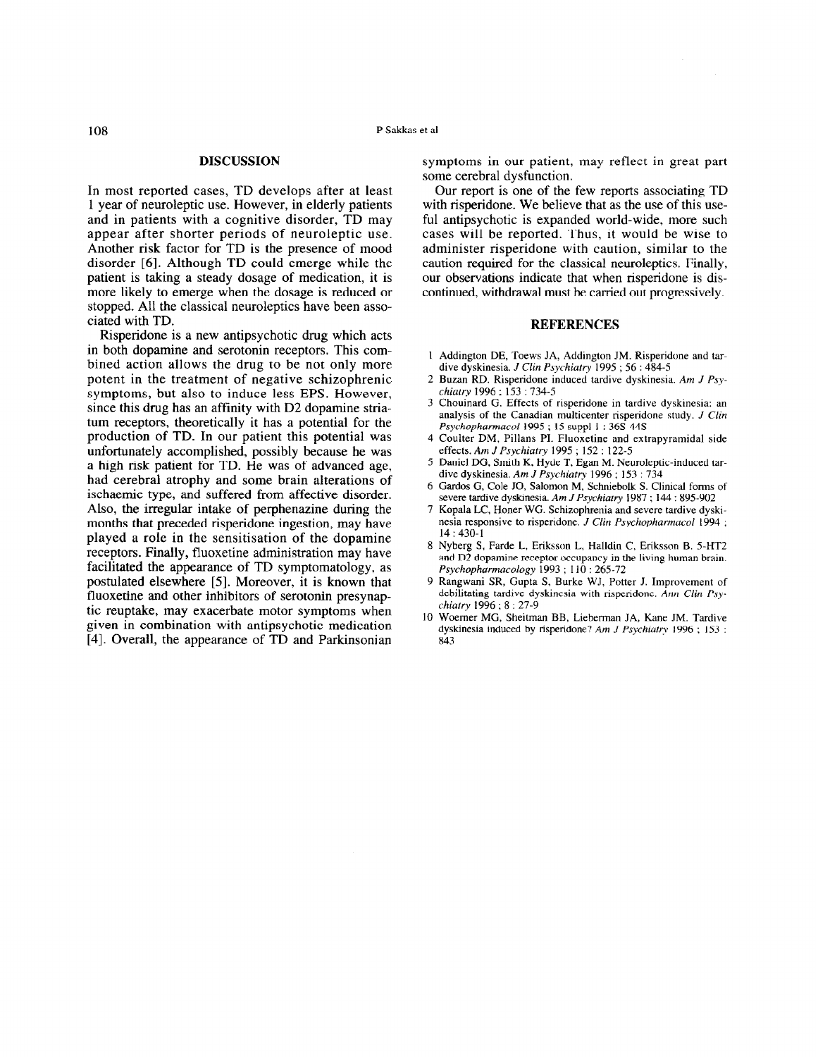## DISCUSSION

In most reported cases, TD develops after at least 1 year of neuroleptic use. However, in elderly patients and in patients with a cognitive disorder, TD may appear after shorter periods of neuroleptic use. Another risk factor for TD is the presence of mood disorder [6]. Although TD could emerge while the patient is taking a steady dosage of medication, it is more likely to emerge when the dosage is reduced or stopped. All the classical neuroleptics have been associated with TD.

Risperidone is a new antipsychotic drug which acts in both dopamine and serotonin receptors. This combined action allows the drug to be not only more potent in the treatment of negative schizophrenic symptoms, but also to induce less EPS. However, since this drug has an affinity with D2 dopamine striatum receptors, theoretically it has a potential for the production of TD. In our patient this potential was unfortunately accomplished, possibly because he was a high risk patient for TD. He was of advanced age, had cerebral atrophy and some brain alterations of ischaemic type, and suffered from affective disorder. Also, the irregular intake of perphenazine during the months that preceded risperidone ingestion, may have played a role in the sensitisation of the dopamine receptors. Finally, fluoxetine administration may have facilitated the appearance of TD symptomatology, as postulated elsewhere [5]. Moreover, it is known that fluoxetine and other inhibitors of serotonin presynaptic reuptake, may exacerbate motor symptoms when given in combination with antipsychotic medication [4]. Overall, the appearance of TD and Parkinsonian symptoms in our patient, may reflect in great part some cerebral dysfunction.

Our report is one of the few reports associating TD with risperidone. We believe that as the use of this useful antipsychotic is expanded world-wide, more such cases will be reported. Thus, it would be wise to administer risperidone with caution, similar to the caution required for the classical neuroleptics. Finally, our observations indicate that when risperidone is discontinued, withdrawal must be carried out progressively.

## REFERENCES

1. Addington DE, Toews JA, Addington JM. Risperidone and tardive dyskinesia. *J Clin Psychiatry* 1995 ; 56 : 484-5
2. Buzan RD. Risperidone induced tardive dyskinesia. *Am J Psychiatry* 1996 ; 153 : 734-5
3. Chouinard G. Effects of risperidone in tardive dyskinesia: an analysis of the Canadian multicenter risperidone study. *J Clin Psychopharmacol* 1995 ; 15 suppl 1 : 36S-44S
4. Coulter DM, Pillans PI. Fluoxetine and extrapyramidal side effects. *Am J Psychiatry* 1995 ; 152 : 122-5
5. Daniel DG, Smith K, Hyde T, Egan M. Neuroleptic-induced tardive dyskinesia. *Am J Psychiatry* 1996 ; 153 : 734
6. Gardos G, Cole JO, Salomon M, Schniebolk S. Clinical forms of severe tardive dyskinesia. *Am J Psychiatry* 1987 ; 144 : 895-902
7. Kopala LC, Honer WG. Schizophrenia and severe tardive dyskinesia responsive to risperidone. *J Clin Psychopharmacol* 1994 ; 14 : 430-1
8. Nyberg S, Farde L, Eriksson L, Halldin C, Eriksson B. 5-HT2 and D2 dopamine receptor occupancy in the living human brain. *Psychopharmacology* 1993 ; 110 : 265-72
9. Rangwani SR, Gupta S, Burke WJ, Potter J. Improvement of debilitating tardive dyskinesia with risperidone. *Ann Clin Psychiatry* 1996 ; 8 : 27-9
10. Woerner MG, Sheitman BB, Lieberman JA, Kane JM. Tardive dyskinesia induced by risperidone? *Am J Psychiatry* 1996 ; 153 : 843